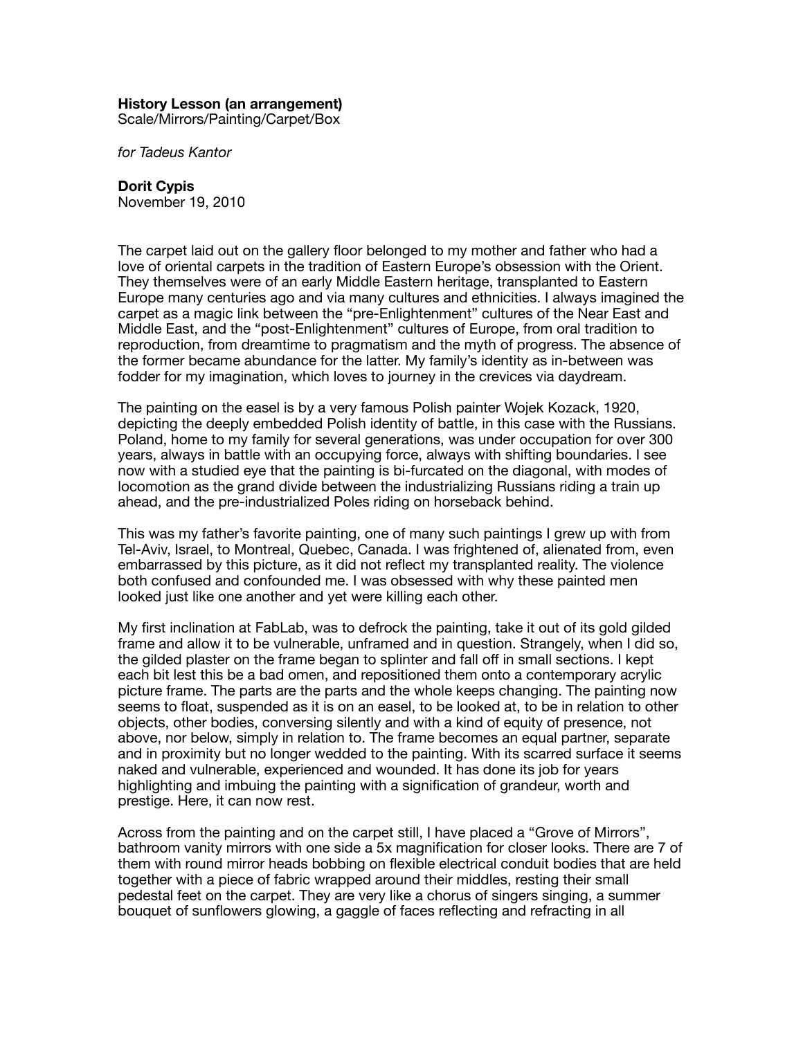**History Lesson (an arrangement)**
Scale/Mirrors/Painting/Carpet/Box

*for Tadeus Kantor*

**Dorit Cypis**
November 19, 2010

The carpet laid out on the gallery floor belonged to my mother and father who had a love of oriental carpets in the tradition of Eastern Europe's obsession with the Orient. They themselves were of an early Middle Eastern heritage, transplanted to Eastern Europe many centuries ago and via many cultures and ethnicities. I always imagined the carpet as a magic link between the "pre-Enlightenment" cultures of the Near East and Middle East, and the "post-Enlightenment" cultures of Europe, from oral tradition to reproduction, from dreamtime to pragmatism and the myth of progress. The absence of the former became abundance for the latter. My family's identity as in-between was fodder for my imagination, which loves to journey in the crevices via daydream.

The painting on the easel is by a very famous Polish painter Wojek Kozack, 1920, depicting the deeply embedded Polish identity of battle, in this case with the Russians. Poland, home to my family for several generations, was under occupation for over 300 years, always in battle with an occupying force, always with shifting boundaries. I see now with a studied eye that the painting is bi-furcated on the diagonal, with modes of locomotion as the grand divide between the industrializing Russians riding a train up ahead, and the pre-industrialized Poles riding on horseback behind.

This was my father's favorite painting, one of many such paintings I grew up with from Tel-Aviv, Israel, to Montreal, Quebec, Canada. I was frightened of, alienated from, even embarrassed by this picture, as it did not reflect my transplanted reality. The violence both confused and confounded me. I was obsessed with why these painted men looked just like one another and yet were killing each other.

My first inclination at FabLab, was to defrock the painting, take it out of its gold gilded frame and allow it to be vulnerable, unframed and in question. Strangely, when I did so, the gilded plaster on the frame began to splinter and fall off in small sections. I kept each bit lest this be a bad omen, and repositioned them onto a contemporary acrylic picture frame. The parts are the parts and the whole keeps changing. The painting now seems to float, suspended as it is on an easel, to be looked at, to be in relation to other objects, other bodies, conversing silently and with a kind of equity of presence, not above, nor below, simply in relation to. The frame becomes an equal partner, separate and in proximity but no longer wedded to the painting. With its scarred surface it seems naked and vulnerable, experienced and wounded. It has done its job for years highlighting and imbuing the painting with a signification of grandeur, worth and prestige. Here, it can now rest.

Across from the painting and on the carpet still, I have placed a "Grove of Mirrors", bathroom vanity mirrors with one side a 5x magnification for closer looks. There are 7 of them with round mirror heads bobbing on flexible electrical conduit bodies that are held together with a piece of fabric wrapped around their middles, resting their small pedestal feet on the carpet. They are very like a chorus of singers singing, a summer bouquet of sunflowers glowing, a gaggle of faces reflecting and refracting in all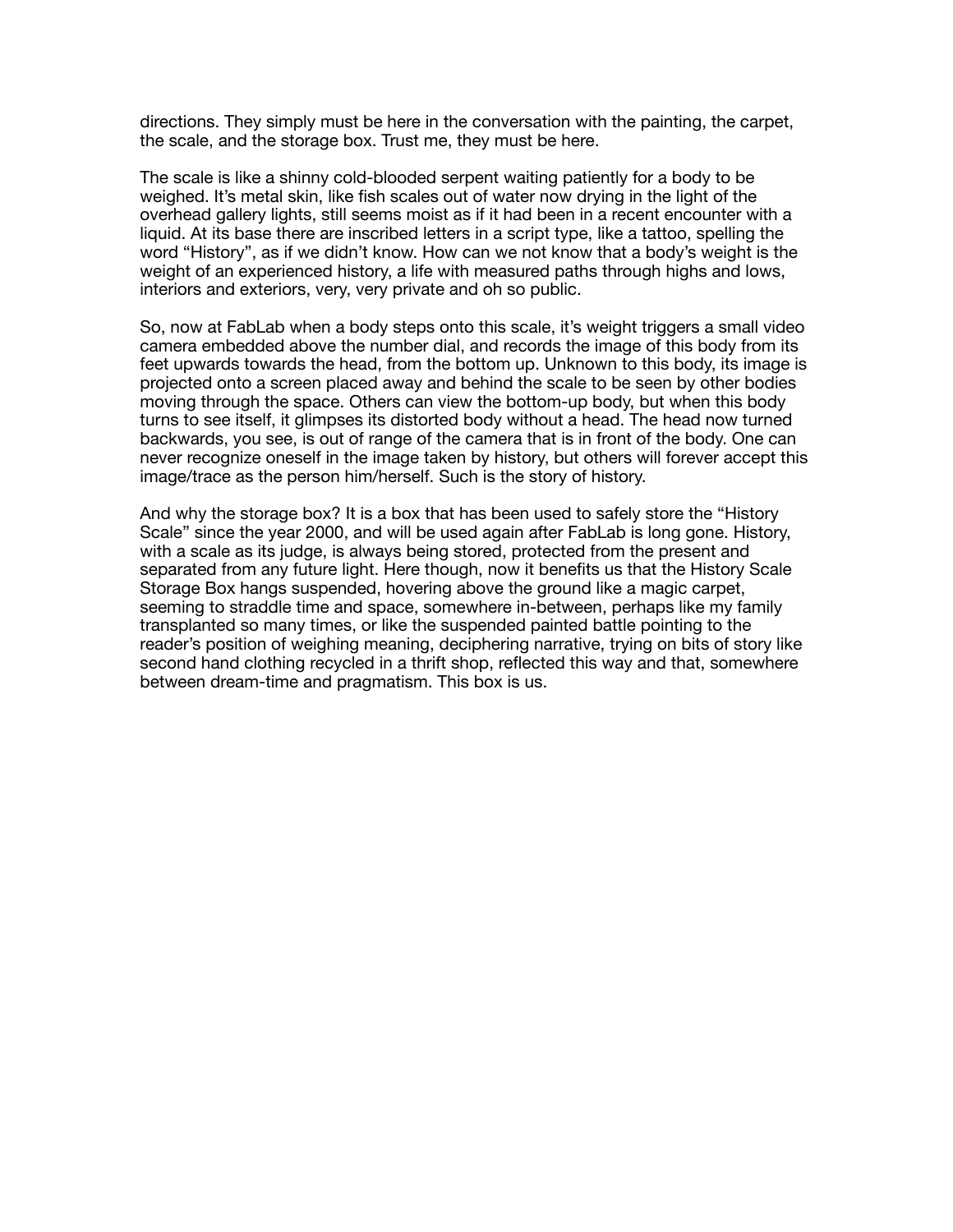directions. They simply must be here in the conversation with the painting, the carpet, the scale, and the storage box. Trust me, they must be here.

The scale is like a shinny cold-blooded serpent waiting patiently for a body to be weighed. It's metal skin, like fish scales out of water now drying in the light of the overhead gallery lights, still seems moist as if it had been in a recent encounter with a liquid. At its base there are inscribed letters in a script type, like a tattoo, spelling the word "History", as if we didn't know. How can we not know that a body's weight is the weight of an experienced history, a life with measured paths through highs and lows, interiors and exteriors, very, very private and oh so public.

So, now at FabLab when a body steps onto this scale, it's weight triggers a small video camera embedded above the number dial, and records the image of this body from its feet upwards towards the head, from the bottom up. Unknown to this body, its image is projected onto a screen placed away and behind the scale to be seen by other bodies moving through the space. Others can view the bottom-up body, but when this body turns to see itself, it glimpses its distorted body without a head. The head now turned backwards, you see, is out of range of the camera that is in front of the body. One can never recognize oneself in the image taken by history, but others will forever accept this image/trace as the person him/herself. Such is the story of history.

And why the storage box? It is a box that has been used to safely store the "History Scale" since the year 2000, and will be used again after FabLab is long gone. History, with a scale as its judge, is always being stored, protected from the present and separated from any future light. Here though, now it benefits us that the History Scale Storage Box hangs suspended, hovering above the ground like a magic carpet, seeming to straddle time and space, somewhere in-between, perhaps like my family transplanted so many times, or like the suspended painted battle pointing to the reader's position of weighing meaning, deciphering narrative, trying on bits of story like second hand clothing recycled in a thrift shop, reflected this way and that, somewhere between dream-time and pragmatism. This box is us.